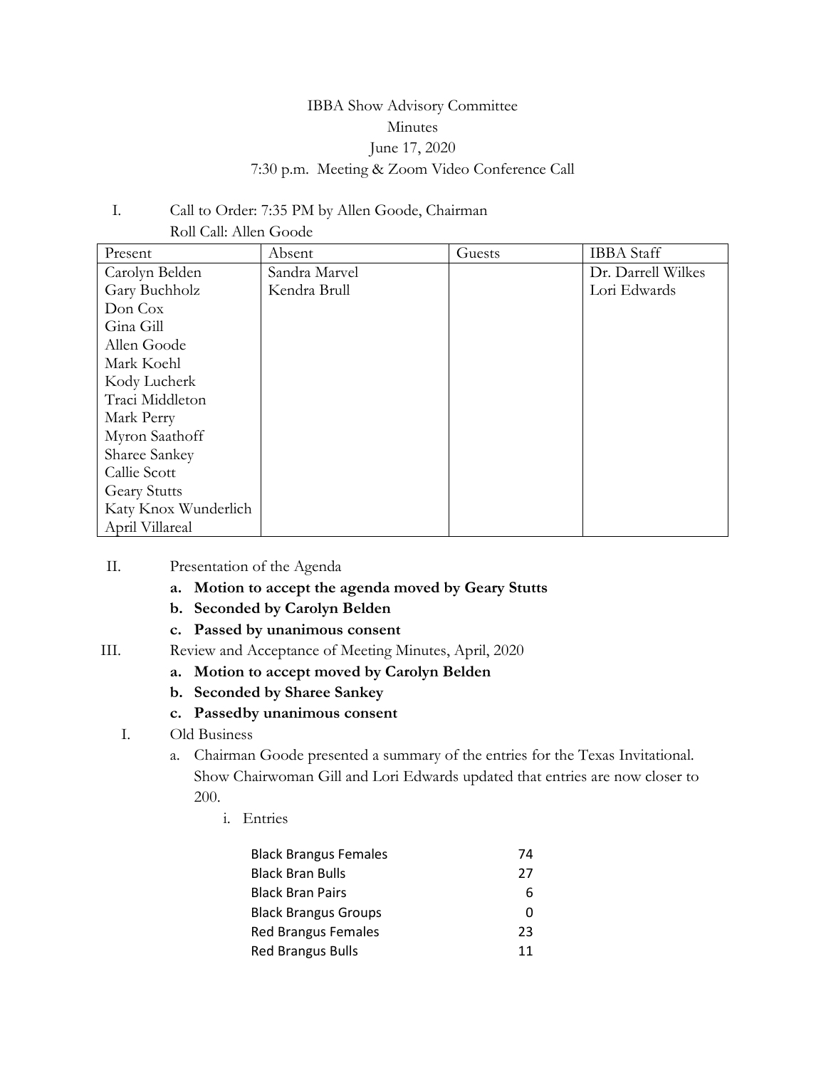# IBBA Show Advisory Committee

## Minutes

June 17, 2020

7:30 p.m. Meeting & Zoom Video Conference Call

I. Call to Order: 7:35 PM by Allen Goode, Chairman

Roll Call: Allen Goode

| Present | Absent | Guests | IBBA Staff |
|---|---|---|---|
| Carolyn Belden | Sandra Marvel | | Dr. Darrell Wilkes |
| Gary Buchholz | Kendra Brull | | Lori Edwards |
| Don Cox | | | |
| Gina Gill | | | |
| Allen Goode | | | |
| Mark Koehl | | | |
| Kody Lucherk | | | |
| Traci Middleton | | | |
| Mark Perry | | | |
| Myron Saathoff | | | |
| Sharee Sankey | | | |
| Callie Scott | | | |
| Geary Stutts | | | |
| Katy Knox Wunderlich | | | |
| April Villareal | | | |

II. Presentation of the Agenda

a. **Motion to accept the agenda moved by Geary Stutts**

b. **Seconded by Carolyn Belden**

c. **Passed by unanimous consent**

III. Review and Acceptance of Meeting Minutes, April, 2020

a. **Motion to accept moved by Carolyn Belden**

b. **Seconded by Sharee Sankey**

c. **Passedby unanimous consent**

I. Old Business

a. Chairman Goode presented a summary of the entries for the Texas Invitational. Show Chairwoman Gill and Lori Edwards updated that entries are now closer to 200.

i. Entries

| | |
|---|---|
| Black Brangus Females | 74 |
| Black Bran Bulls | 27 |
| Black Bran Pairs | 6 |
| Black Brangus Groups | 0 |
| Red Brangus Females | 23 |
| Red Brangus Bulls | 11 |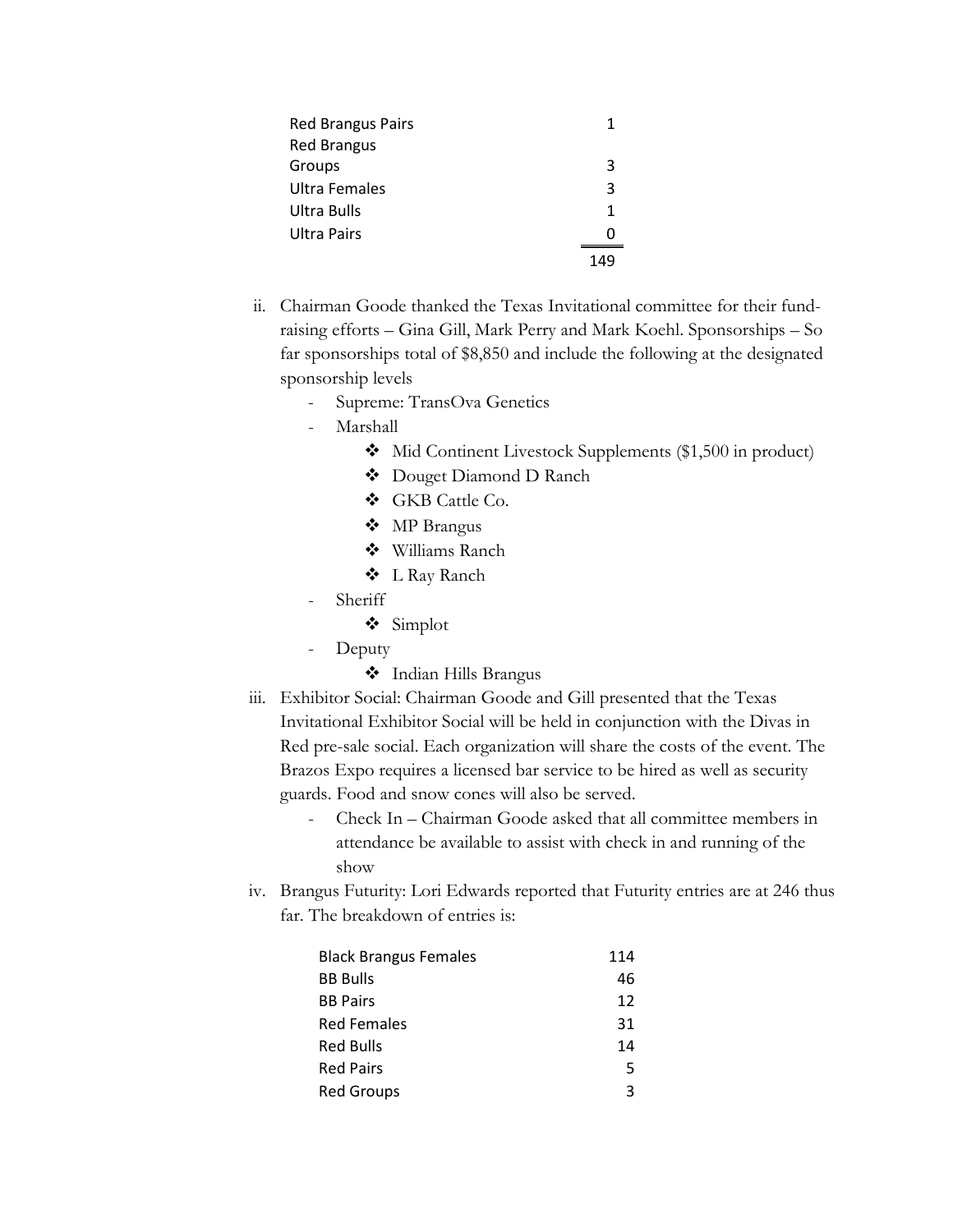| | |
|---|---|
| Red Brangus Pairs | 1 |
| Red Brangus Groups | 3 |
| Ultra Females | 3 |
| Ultra Bulls | 1 |
| Ultra Pairs | 0 |
| | 149 |

ii. Chairman Goode thanked the Texas Invitational committee for their fund-raising efforts – Gina Gill, Mark Perry and Mark Koehl. Sponsorships – So far sponsorships total of $8,850 and include the following at the designated sponsorship levels

- Supreme: TransOva Genetics
- Marshall
  - ❖ Mid Continent Livestock Supplements ($1,500 in product)
  - ❖ Douget Diamond D Ranch
  - ❖ GKB Cattle Co.
  - ❖ MP Brangus
  - ❖ Williams Ranch
  - ❖ L Ray Ranch
- Sheriff
  - ❖ Simplot
- Deputy
  - ❖ Indian Hills Brangus

iii. Exhibitor Social: Chairman Goode and Gill presented that the Texas Invitational Exhibitor Social will be held in conjunction with the Divas in Red pre-sale social. Each organization will share the costs of the event. The Brazos Expo requires a licensed bar service to be hired as well as security guards. Food and snow cones will also be served.

- Check In – Chairman Goode asked that all committee members in attendance be available to assist with check in and running of the show

iv. Brangus Futurity: Lori Edwards reported that Futurity entries are at 246 thus far. The breakdown of entries is:

| | |
|---|---|
| Black Brangus Females | 114 |
| BB Bulls | 46 |
| BB Pairs | 12 |
| Red Females | 31 |
| Red Bulls | 14 |
| Red Pairs | 5 |
| Red Groups | 3 |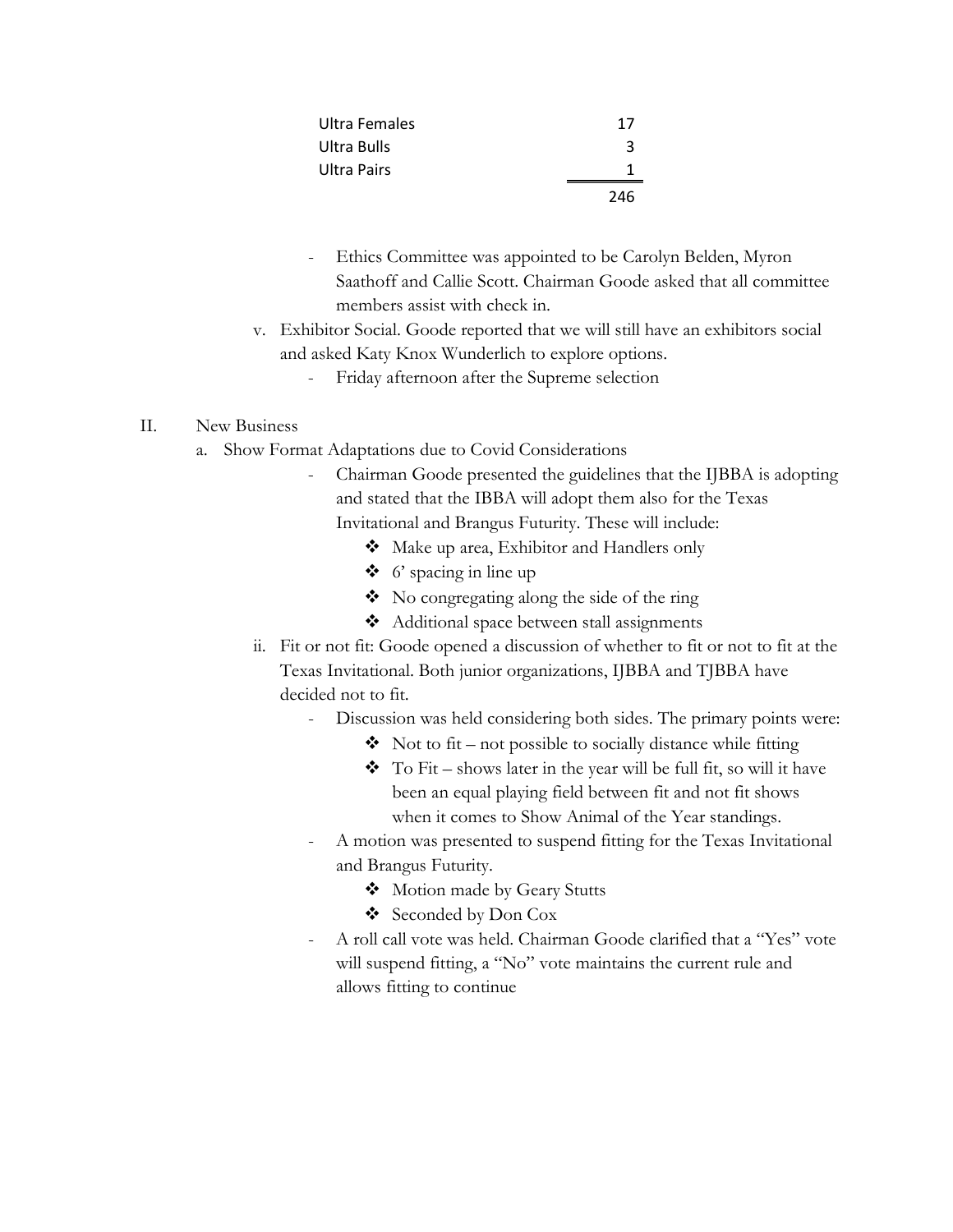| | |
|---|---|
| Ultra Females | 17 |
| Ultra Bulls | 3 |
| Ultra Pairs | 1 |
| | 246 |

- Ethics Committee was appointed to be Carolyn Belden, Myron Saathoff and Callie Scott. Chairman Goode asked that all committee members assist with check in.

v. Exhibitor Social. Goode reported that we will still have an exhibitors social and asked Katy Knox Wunderlich to explore options.

- Friday afternoon after the Supreme selection

II. New Business

a. Show Format Adaptations due to Covid Considerations

- Chairman Goode presented the guidelines that the IJBBA is adopting and stated that the IBBA will adopt them also for the Texas Invitational and Brangus Futurity. These will include:
  - ❖ Make up area, Exhibitor and Handlers only
  - ❖ 6' spacing in line up
  - ❖ No congregating along the side of the ring
  - ❖ Additional space between stall assignments

ii. Fit or not fit: Goode opened a discussion of whether to fit or not to fit at the Texas Invitational. Both junior organizations, IJBBA and TJBBA have decided not to fit.

- Discussion was held considering both sides. The primary points were:
  - ❖ Not to fit – not possible to socially distance while fitting
  - ❖ To Fit – shows later in the year will be full fit, so will it have been an equal playing field between fit and not fit shows when it comes to Show Animal of the Year standings.
- A motion was presented to suspend fitting for the Texas Invitational and Brangus Futurity.
  - ❖ Motion made by Geary Stutts
  - ❖ Seconded by Don Cox
- A roll call vote was held. Chairman Goode clarified that a "Yes" vote will suspend fitting, a "No" vote maintains the current rule and allows fitting to continue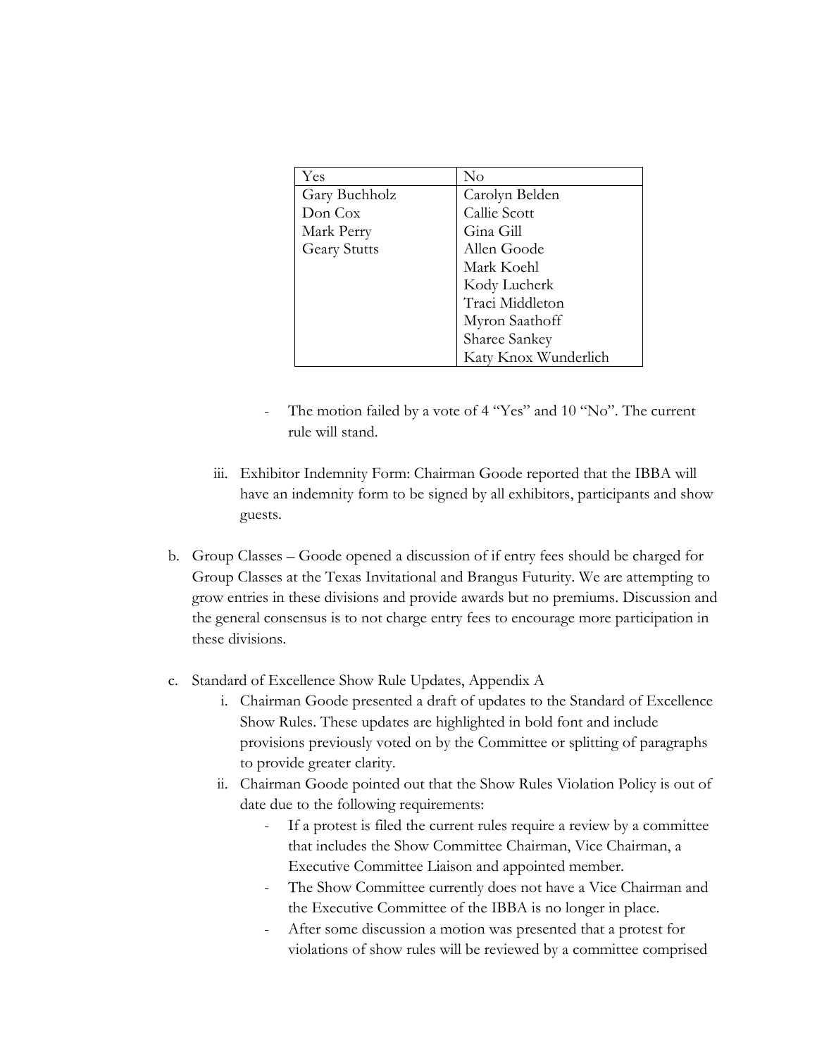| Yes | No |
| --- | --- |
| Gary Buchholz | Carolyn Belden |
| Don Cox | Callie Scott |
| Mark Perry | Gina Gill |
| Geary Stutts | Allen Goode |
| | Mark Koehl |
| | Kody Lucherk |
| | Traci Middleton |
| | Myron Saathoff |
| | Sharee Sankey |
| | Katy Knox Wunderlich |

- The motion failed by a vote of 4 "Yes" and 10 "No". The current rule will stand.

iii. Exhibitor Indemnity Form: Chairman Goode reported that the IBBA will have an indemnity form to be signed by all exhibitors, participants and show guests.

b. Group Classes – Goode opened a discussion of if entry fees should be charged for Group Classes at the Texas Invitational and Brangus Futurity. We are attempting to grow entries in these divisions and provide awards but no premiums. Discussion and the general consensus is to not charge entry fees to encourage more participation in these divisions.

c. Standard of Excellence Show Rule Updates, Appendix A

   i. Chairman Goode presented a draft of updates to the Standard of Excellence Show Rules. These updates are highlighted in bold font and include provisions previously voted on by the Committee or splitting of paragraphs to provide greater clarity.

   ii. Chairman Goode pointed out that the Show Rules Violation Policy is out of date due to the following requirements:

      - If a protest is filed the current rules require a review by a committee that includes the Show Committee Chairman, Vice Chairman, a Executive Committee Liaison and appointed member.
      - The Show Committee currently does not have a Vice Chairman and the Executive Committee of the IBBA is no longer in place.
      - After some discussion a motion was presented that a protest for violations of show rules will be reviewed by a committee comprised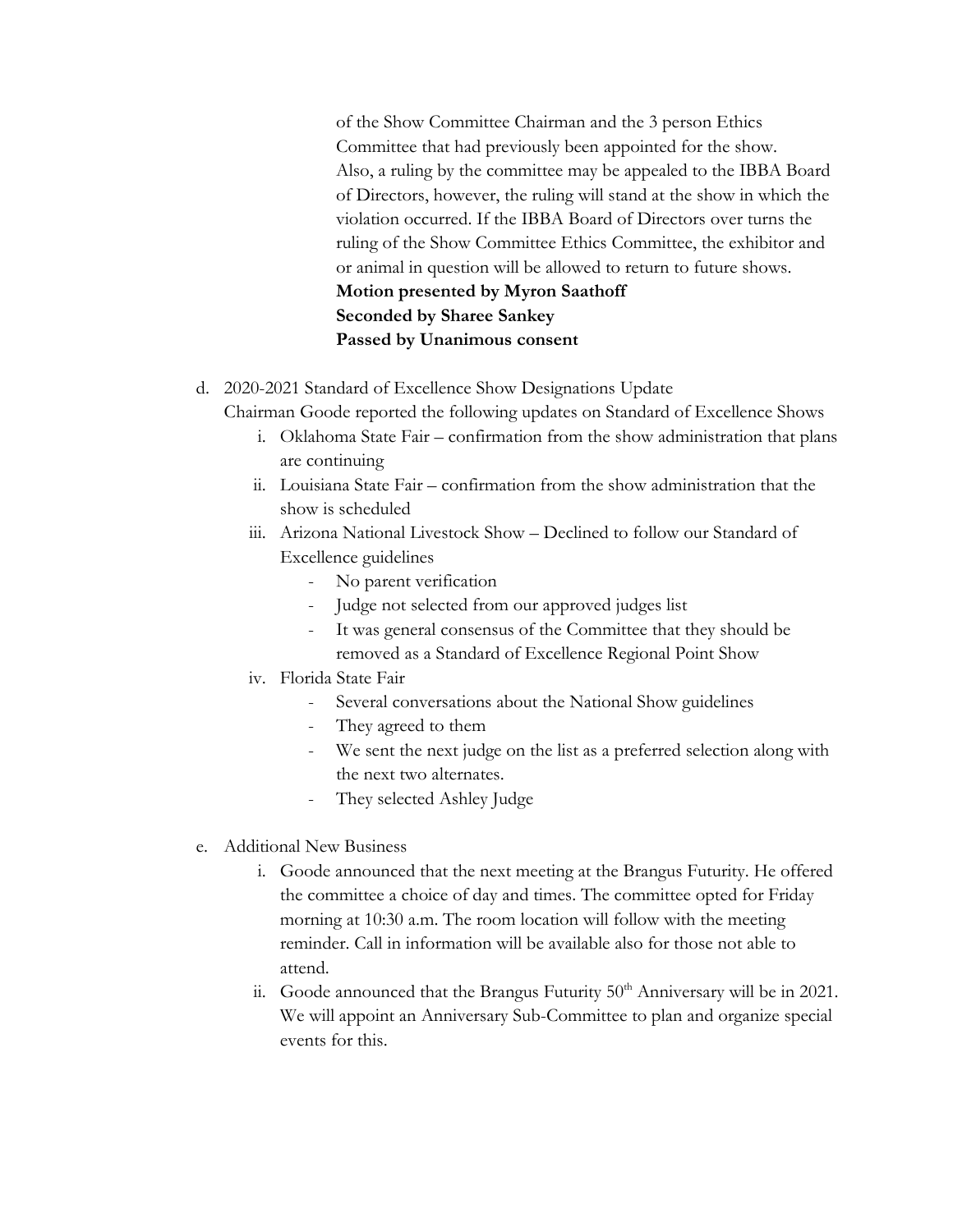of the Show Committee Chairman and the 3 person Ethics Committee that had previously been appointed for the show. Also, a ruling by the committee may be appealed to the IBBA Board of Directors, however, the ruling will stand at the show in which the violation occurred. If the IBBA Board of Directors over turns the ruling of the Show Committee Ethics Committee, the exhibitor and or animal in question will be allowed to return to future shows.

**Motion presented by Myron Saathoff**
**Seconded by Sharee Sankey**
**Passed by Unanimous consent**

d. 2020-2021 Standard of Excellence Show Designations Update
Chairman Goode reported the following updates on Standard of Excellence Shows

   i. Oklahoma State Fair – confirmation from the show administration that plans are continuing
   ii. Louisiana State Fair – confirmation from the show administration that the show is scheduled
   iii. Arizona National Livestock Show – Declined to follow our Standard of Excellence guidelines
      - No parent verification
      - Judge not selected from our approved judges list
      - It was general consensus of the Committee that they should be removed as a Standard of Excellence Regional Point Show
   iv. Florida State Fair
      - Several conversations about the National Show guidelines
      - They agreed to them
      - We sent the next judge on the list as a preferred selection along with the next two alternates.
      - They selected Ashley Judge

e. Additional New Business

   i. Goode announced that the next meeting at the Brangus Futurity. He offered the committee a choice of day and times. The committee opted for Friday morning at 10:30 a.m. The room location will follow with the meeting reminder. Call in information will be available also for those not able to attend.
   ii. Goode announced that the Brangus Futurity 50th Anniversary will be in 2021. We will appoint an Anniversary Sub-Committee to plan and organize special events for this.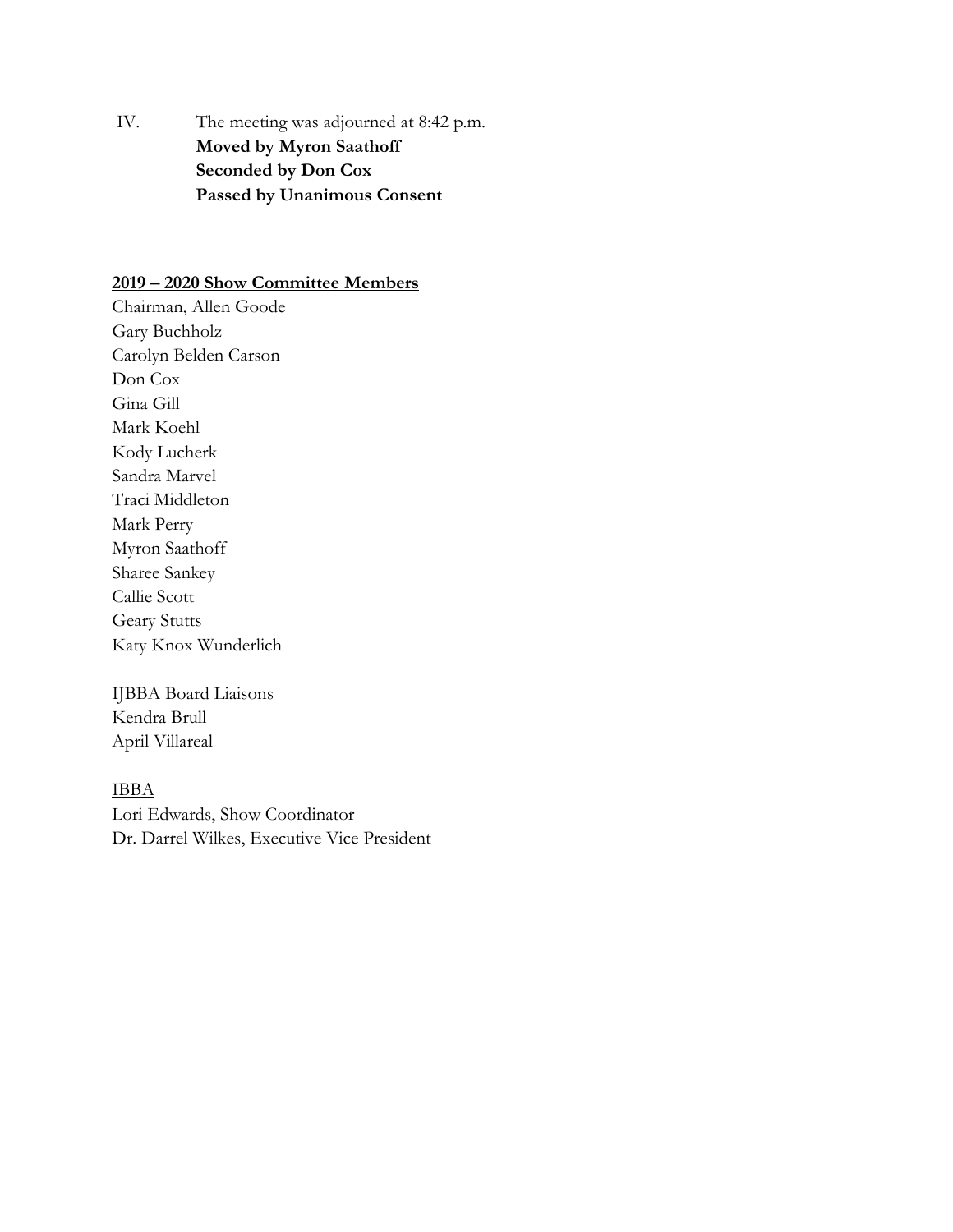IV. The meeting was adjourned at 8:42 p.m.
**Moved by Myron Saathoff**
**Seconded by Don Cox**
**Passed by Unanimous Consent**

**2019 – 2020 Show Committee Members**

Chairman, Allen Goode
Gary Buchholz
Carolyn Belden Carson
Don Cox
Gina Gill
Mark Koehl
Kody Lucherk
Sandra Marvel
Traci Middleton
Mark Perry
Myron Saathoff
Sharee Sankey
Callie Scott
Geary Stutts
Katy Knox Wunderlich

IJBBA Board Liaisons

Kendra Brull
April Villareal

IBBA

Lori Edwards, Show Coordinator
Dr. Darrel Wilkes, Executive Vice President